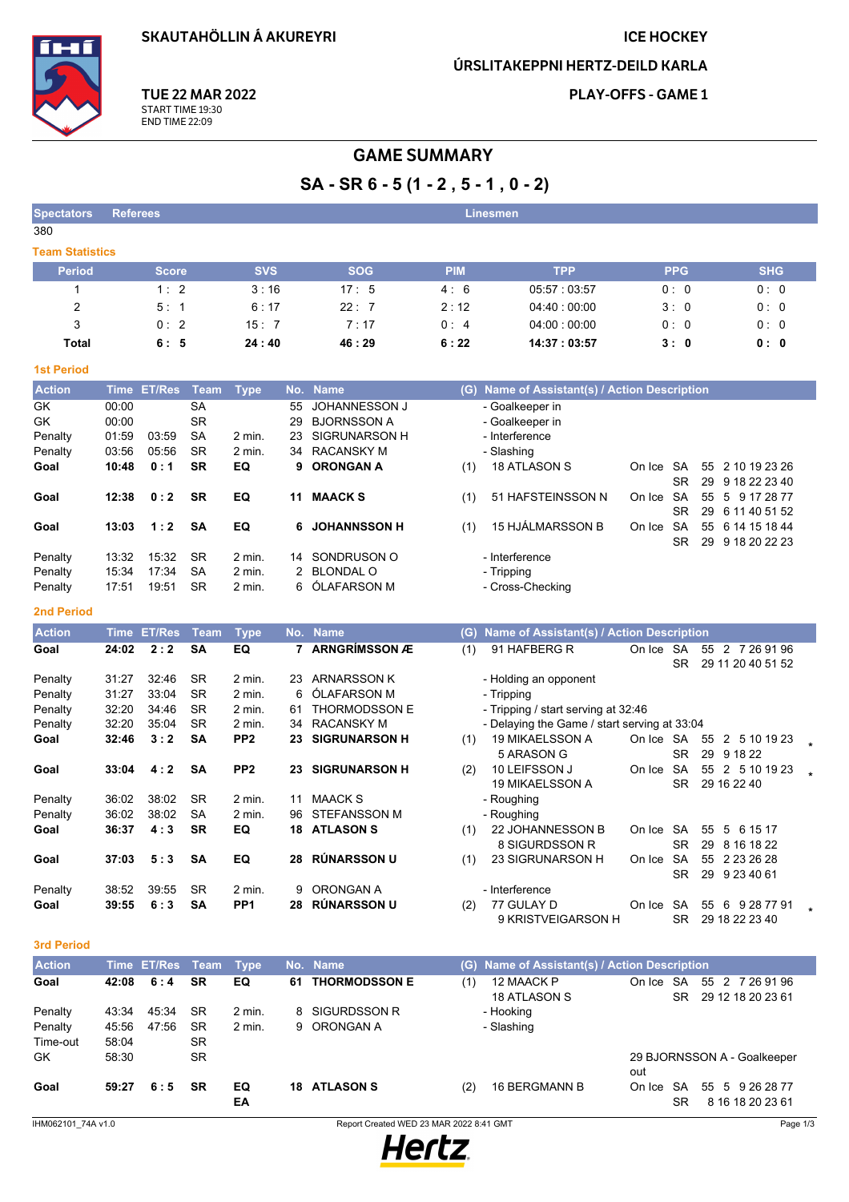SKAUTAHÖLLIN Á AKUREYRI

ICE HOCKEY

ÚRSLITAKEPPNI HERTZ-DEILD KARLA

**TUE 22 MAR 2022**
START TIME 19:30
END TIME 22:09

PLAY-OFFS - GAME 1

# GAME SUMMARY

## SA - SR 6 - 5 (1 - 2 , 5 - 1 , 0 - 2)

| Spectators | Referees | Linesmen |
|---|---|---|
| 380 | | |

### Team Statistics

| Period | Score | SVS | SOG | PIM | TPP | PPG | SHG |
|---|---|---|---|---|---|---|---|
| 1 | 1 : 2 | 3 : 16 | 17 : 5 | 4 : 6 | 05:57 : 03:57 | 0 : 0 | 0 : 0 |
| 2 | 5 : 1 | 6 : 17 | 22 : 7 | 2 : 12 | 04:40 : 00:00 | 3 : 0 | 0 : 0 |
| 3 | 0 : 2 | 15 : 7 | 7 : 17 | 0 : 4 | 04:00 : 00:00 | 0 : 0 | 0 : 0 |
| **Total** | **6 : 5** | **24 : 40** | **46 : 29** | **6 : 22** | **14:37 : 03:57** | **3 : 0** | **0 : 0** |

### 1st Period

| Action | Time | ET/Res | Team | Type | No. | Name | (G) | Name of Assistant(s) / Action Description | | | | |
|---|---|---|---|---|---|---|---|---|---|---|---|---|
| GK | 00:00 | | SA | | 55 | JOHANNESSON J | | - Goalkeeper in | | | | |
| GK | 00:00 | | SR | | 29 | BJORNSSON A | | - Goalkeeper in | | | | |
| Penalty | 01:59 | 03:59 | SA | 2 min. | 23 | SIGRUNARSON H | | - Interference | | | | |
| Penalty | 03:56 | 05:56 | SR | 2 min. | 34 | RACANSKY M | | - Slashing | | | | |
| **Goal** | **10:48** | **0 : 1** | **SR** | **EQ** | **9** | **ORONGAN A** | (1) | 18 ATLASON S | On Ice | SA | 55 | 2 10 19 23 26 |
| | | | | | | | | | | SR | 29 | 9 18 22 23 40 |
| **Goal** | **12:38** | **0 : 2** | **SR** | **EQ** | **11** | **MAACK S** | (1) | 51 HAFSTEINSSON N | On Ice | SA | 55 | 5 9 17 28 77 |
| | | | | | | | | | | SR | 29 | 6 11 40 51 52 |
| **Goal** | **13:03** | **1 : 2** | **SA** | **EQ** | **6** | **JOHANNSSON H** | (1) | 15 HJÁLMARSSON B | On Ice | SA | 55 | 6 14 15 18 44 |
| | | | | | | | | | | SR | 29 | 9 18 20 22 23 |
| Penalty | 13:32 | 15:32 | SR | 2 min. | 14 | SONDRUSON O | | - Interference | | | | |
| Penalty | 15:34 | 17:34 | SA | 2 min. | 2 | BLONDAL O | | - Tripping | | | | |
| Penalty | 17:51 | 19:51 | SR | 2 min. | 6 | ÓLAFARSON M | | - Cross-Checking | | | | |

### 2nd Period

| Action | Time | ET/Res | Team | Type | No. | Name | (G) | Name of Assistant(s) / Action Description | | | | |
|---|---|---|---|---|---|---|---|---|---|---|---|---|
| **Goal** | **24:02** | **2 : 2** | **SA** | **EQ** | **7** | **ARNGRÍMSSON Æ** | (1) | 91 HAFBERG R | On Ice | SA | 55 | 2 7 26 91 96 |
| | | | | | | | | | | SR | 29 | 11 20 40 51 52 |
| Penalty | 31:27 | 32:46 | SR | 2 min. | 23 | ARNARSSON K | | - Holding an opponent | | | | |
| Penalty | 31:27 | 33:04 | SR | 2 min. | 6 | ÓLAFARSON M | | - Tripping | | | | |
| Penalty | 32:20 | 34:46 | SR | 2 min. | 61 | THORMODSSON E | | - Tripping / start serving at 32:46 | | | | |
| Penalty | 32:20 | 35:04 | SR | 2 min. | 34 | RACANSKY M | | - Delaying the Game / start serving at 33:04 | | | | |
| **Goal** | **32:46** | **3 : 2** | **SA** | **PP2** | **23** | **SIGRUNARSON H** | (1) | 19 MIKAELSSON A, 5 ARASON G | On Ice | SA | 55 | 2 5 10 19 23 * |
| | | | | | | | | | | SR | 29 | 9 18 22 |
| **Goal** | **33:04** | **4 : 2** | **SA** | **PP2** | **23** | **SIGRUNARSON H** | (2) | 10 LEIFSSON J, 19 MIKAELSSON A | On Ice | SA | 55 | 2 5 10 19 23 * |
| | | | | | | | | | | SR | 29 | 16 22 40 |
| Penalty | 36:02 | 38:02 | SR | 2 min. | 11 | MAACK S | | - Roughing | | | | |
| Penalty | 36:02 | 38:02 | SA | 2 min. | 96 | STEFANSSON M | | - Roughing | | | | |
| **Goal** | **36:37** | **4 : 3** | **SR** | **EQ** | **18** | **ATLASON S** | (1) | 22 JOHANNESSON B, 8 SIGURDSSON R | On Ice | SA | 55 | 5 6 15 17 |
| | | | | | | | | | | SR | 29 | 8 16 18 22 |
| **Goal** | **37:03** | **5 : 3** | **SA** | **EQ** | **28** | **RÚNARSSON U** | (1) | 23 SIGRUNARSON H | On Ice | SA | 55 | 2 23 26 28 |
| | | | | | | | | | | SR | 29 | 9 23 40 61 |
| Penalty | 38:52 | 39:55 | SR | 2 min. | 9 | ORONGAN A | | - Interference | | | | |
| **Goal** | **39:55** | **6 : 3** | **SA** | **PP1** | **28** | **RÚNARSSON U** | (2) | 77 GULAY D, 9 KRISTVEIGARSON H | On Ice | SA | 55 | 6 9 28 77 91 * |
| | | | | | | | | | | SR | 29 | 18 22 23 40 |

### 3rd Period

| Action | Time | ET/Res | Team | Type | No. | Name | (G) | Name of Assistant(s) / Action Description | | | | |
|---|---|---|---|---|---|---|---|---|---|---|---|---|
| **Goal** | **42:08** | **6 : 4** | **SR** | **EQ** | **61** | **THORMODSSON E** | (1) | 12 MAACK P, 18 ATLASON S | On Ice | SA | 55 | 2 7 26 91 96 |
| | | | | | | | | | | SR | 29 | 12 18 20 23 61 |
| Penalty | 43:34 | 45:34 | SR | 2 min. | 8 | SIGURDSSON R | | - Hooking | | | | |
| Penalty | 45:56 | 47:56 | SR | 2 min. | 9 | ORONGAN A | | - Slashing | | | | |
| Time-out | 58:04 | | SR | | | | | | | | | |
| GK | 58:30 | | SR | | | | | 29 BJORNSSON A - Goalkeeper out | | | | |
| **Goal** | **59:27** | **6 : 5** | **SR** | **EQ EA** | **18** | **ATLASON S** | (2) | 16 BERGMANN B | On Ice | SA | 55 | 5 9 26 28 77 |
| | | | | | | | | | | SR | | 8 16 18 20 23 61 |

IHM062101_74A v1.0 — Report Created WED 23 MAR 2022 8:41 GMT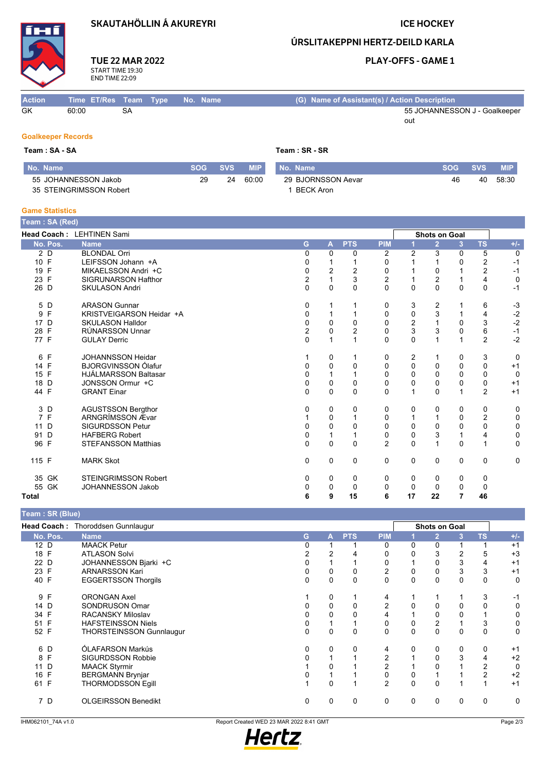SKAUTAHÖLLIN Á AKUREYRI

ICE HOCKEY

ÚRSLITAKEPPNI HERTZ-DEILD KARLA

**TUE 22 MAR 2022**
START TIME 19:30
END TIME 22:09

PLAY-OFFS - GAME 1

| Action | Time | ET/Res | Team | Type | No. | Name | (G) Name of Assistant(s) / Action Description |
|---|---|---|---|---|---|---|---|
| GK | 60:00 | | SA | | | | 55 JOHANNESSON J - Goalkeeper out |

## Goalkeeper Records

**Team : SA - SA**

| No. Name | SOG | SVS | MIP |
|---|---|---|---|
| 55 JOHANNESSON Jakob | 29 | 24 | 60:00 |
| 35 STEINGRIMSSON Robert | | | |

**Team : SR - SR**

| No. Name | SOG | SVS | MIP |
|---|---|---|---|
| 29 BJORNSSON Aevar | 46 | 40 | 58:30 |
| 1 BECK Aron | | | |

## Game Statistics

**Team : SA (Red)**

**Head Coach :** LEHTINEN Sami

| No. | Pos. | Name | G | A | PTS | PIM | Shots on Goal 1 | 2 | 3 | TS | +/- |
|---|---|---|---|---|---|---|---|---|---|---|---|
| 2 | D | BLONDAL Orri | 0 | 0 | 0 | 2 | 2 | 3 | 0 | 5 | 0 |
| 10 | F | LEIFSSON Johann +A | 0 | 1 | 1 | 0 | 1 | 1 | 0 | 2 | -1 |
| 19 | F | MIKAELSSON Andri +C | 0 | 2 | 2 | 0 | 1 | 0 | 1 | 2 | -1 |
| 23 | F | SIGRUNARSON Hafthor | 2 | 1 | 3 | 2 | 1 | 2 | 1 | 4 | 0 |
| 26 | D | SKULASON Andri | 0 | 0 | 0 | 0 | 0 | 0 | 0 | 0 | -1 |
| 5 | D | ARASON Gunnar | 0 | 1 | 1 | 0 | 3 | 2 | 1 | 6 | -3 |
| 9 | F | KRISTVEIGARSON Heidar +A | 0 | 1 | 1 | 0 | 0 | 3 | 1 | 4 | -2 |
| 17 | D | SKULASON Halldor | 0 | 0 | 0 | 0 | 2 | 1 | 0 | 3 | -2 |
| 28 | F | RÚNARSSON Unnar | 2 | 0 | 2 | 0 | 3 | 3 | 0 | 6 | -1 |
| 77 | F | GULAY Derric | 0 | 1 | 1 | 0 | 0 | 1 | 1 | 2 | -2 |
| 6 | F | JOHANNSSON Heidar | 1 | 0 | 1 | 0 | 2 | 1 | 0 | 3 | 0 |
| 14 | F | BJORGVINSSON Ólafur | 0 | 0 | 0 | 0 | 0 | 0 | 0 | 0 | +1 |
| 15 | F | HJÁLMARSSON Baltasar | 0 | 1 | 1 | 0 | 0 | 0 | 0 | 0 | 0 |
| 18 | D | JONSSON Ormur +C | 0 | 0 | 0 | 0 | 0 | 0 | 0 | 0 | +1 |
| 44 | F | GRANT Einar | 0 | 0 | 0 | 0 | 1 | 0 | 1 | 2 | +1 |
| 3 | D | AGUSTSSON Bergthor | 0 | 0 | 0 | 0 | 0 | 0 | 0 | 0 | 0 |
| 7 | F | ARNGRÍMSSON Ævar | 1 | 0 | 1 | 0 | 1 | 1 | 0 | 2 | 0 |
| 11 | D | SIGURDSSON Petur | 0 | 0 | 0 | 0 | 0 | 0 | 0 | 0 | 0 |
| 91 | D | HAFBERG Robert | 0 | 1 | 1 | 0 | 0 | 3 | 1 | 4 | 0 |
| 96 | F | STEFANSSON Matthias | 0 | 0 | 0 | 2 | 0 | 1 | 0 | 1 | 0 |
| 115 | F | MARK Skot | 0 | 0 | 0 | 0 | 0 | 0 | 0 | 0 | 0 |
| 35 | GK | STEINGRIMSSON Robert | 0 | 0 | 0 | 0 | 0 | 0 | 0 | 0 | |
| 55 | GK | JOHANNESSON Jakob | 0 | 0 | 0 | 0 | 0 | 0 | 0 | 0 | |
| **Total** | | | **6** | **9** | **15** | **6** | **17** | **22** | **7** | **46** | |

**Team : SR (Blue)**

**Head Coach :** Thoroddsen Gunnlaugur

| No. | Pos. | Name | G | A | PTS | PIM | Shots on Goal 1 | 2 | 3 | TS | +/- |
|---|---|---|---|---|---|---|---|---|---|---|---|
| 12 | D | MAACK Petur | 0 | 1 | 1 | 0 | 0 | 0 | 1 | 1 | +1 |
| 18 | F | ATLASON Solvi | 2 | 2 | 4 | 0 | 0 | 3 | 2 | 5 | +3 |
| 22 | D | JOHANNESSON Bjarki +C | 0 | 1 | 1 | 0 | 1 | 0 | 3 | 4 | +1 |
| 23 | F | ARNARSSON Kari | 0 | 0 | 0 | 2 | 0 | 0 | 3 | 3 | +1 |
| 40 | F | EGGERTSSON Thorgils | 0 | 0 | 0 | 0 | 0 | 0 | 0 | 0 | 0 |
| 9 | F | ORONGAN Axel | 1 | 0 | 1 | 4 | 1 | 1 | 1 | 3 | -1 |
| 14 | D | SONDRUSON Omar | 0 | 0 | 0 | 2 | 0 | 0 | 0 | 0 | 0 |
| 34 | F | RACANSKY Miloslav | 0 | 0 | 0 | 4 | 1 | 0 | 0 | 1 | 0 |
| 51 | F | HAFSTEINSSON Niels | 0 | 1 | 1 | 0 | 0 | 2 | 1 | 3 | 0 |
| 52 | F | THORSTEINSSON Gunnlaugur | 0 | 0 | 0 | 0 | 0 | 0 | 0 | 0 | 0 |
| 6 | D | ÓLAFARSON Markús | 0 | 0 | 0 | 4 | 0 | 0 | 0 | 0 | +1 |
| 8 | F | SIGURDSSON Robbie | 0 | 1 | 1 | 2 | 1 | 0 | 3 | 4 | +2 |
| 11 | D | MAACK Styrmir | 1 | 0 | 1 | 2 | 1 | 0 | 1 | 2 | 0 |
| 16 | F | BERGMANN Brynjar | 0 | 1 | 1 | 0 | 0 | 1 | 1 | 2 | +2 |
| 61 | F | THORMODSSON Egill | 1 | 0 | 1 | 2 | 0 | 0 | 1 | 1 | +1 |
| 7 | D | OLGEIRSSON Benedikt | 0 | 0 | 0 | 0 | 0 | 0 | 0 | 0 | 0 |

IHM062101_74A v1.0 Report Created WED 23 MAR 2022 8:41 GMT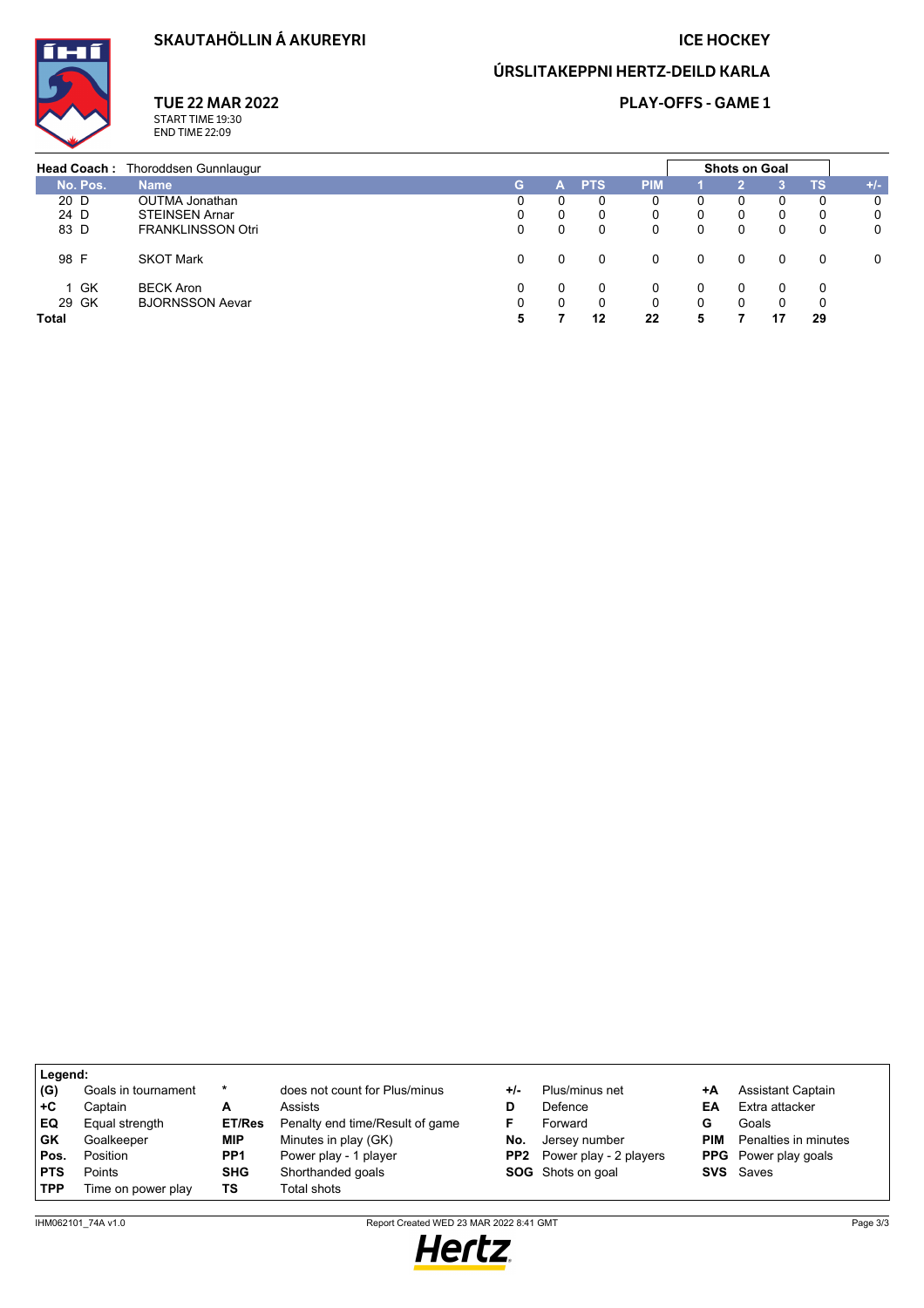SKAUTAHÖLLIN Á AKUREYRI

ICE HOCKEY

ÚRSLITAKEPPNI HERTZ-DEILD KARLA

**TUE 22 MAR 2022**
START TIME 19:30
END TIME 22:09

PLAY-OFFS - GAME 1

**Head Coach :** Thoroddsen Gunnlaugur

| No. | Pos. | Name | G | A | PTS | PIM | Shots on Goal 1 | 2 | 3 | TS | +/- |
|---|---|---|---|---|---|---|---|---|---|---|---|
| 20 | D | OUTMA Jonathan | 0 | 0 | 0 | 0 | 0 | 0 | 0 | 0 | 0 |
| 24 | D | STEINSEN Arnar | 0 | 0 | 0 | 0 | 0 | 0 | 0 | 0 | 0 |
| 83 | D | FRANKLINSSON Otri | 0 | 0 | 0 | 0 | 0 | 0 | 0 | 0 | 0 |
| 98 | F | SKOT Mark | 0 | 0 | 0 | 0 | 0 | 0 | 0 | 0 | 0 |
| 1 | GK | BECK Aron | 0 | 0 | 0 | 0 | 0 | 0 | 0 | 0 | |
| 29 | GK | BJORNSSON Aevar | 0 | 0 | 0 | 0 | 0 | 0 | 0 | 0 | |
| **Total** | | | **5** | **7** | **12** | **22** | **5** | **7** | **17** | **29** | |

**Legend:**

| | | | | | | | |
|---|---|---|---|---|---|---|---|
| (G) | Goals in tournament | * | does not count for Plus/minus | +/- | Plus/minus net | +A | Assistant Captain |
| +C | Captain | A | Assists | D | Defence | EA | Extra attacker |
| EQ | Equal strength | ET/Res | Penalty end time/Result of game | F | Forward | G | Goals |
| GK | Goalkeeper | MIP | Minutes in play (GK) | No. | Jersey number | PIM | Penalties in minutes |
| Pos. | Position | PP1 | Power play - 1 player | PP2 | Power play - 2 players | PPG | Power play goals |
| PTS | Points | SHG | Shorthanded goals | SOG | Shots on goal | SVS | Saves |
| TPP | Time on power play | TS | Total shots | | | | |

IHM062101_74A v1.0 — Report Created WED 23 MAR 2022 8:41 GMT